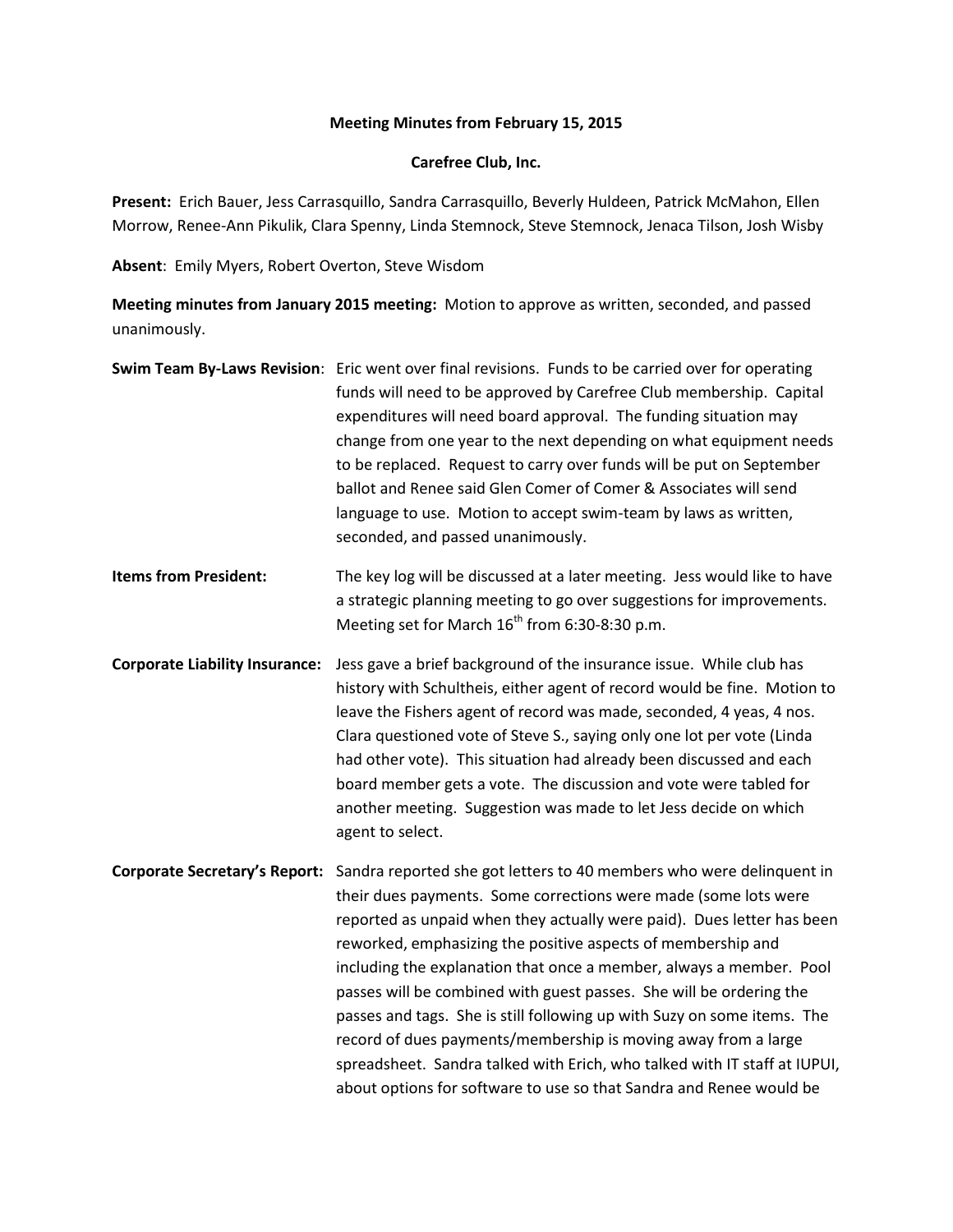**Meeting Minutes from February 15, 2015**

**Carefree Club, Inc.**

**Present:** Erich Bauer, Jess Carrasquillo, Sandra Carrasquillo, Beverly Huldeen, Patrick McMahon, Ellen Morrow, Renee-Ann Pikulik, Clara Spenny, Linda Stemnock, Steve Stemnock, Jenaca Tilson, Josh Wisby

**Absent**: Emily Myers, Robert Overton, Steve Wisdom

**Meeting minutes from January 2015 meeting:** Motion to approve as written, seconded, and passed unanimously.

**Swim Team By-Laws Revision**: Eric went over final revisions. Funds to be carried over for operating funds will need to be approved by Carefree Club membership. Capital expenditures will need board approval. The funding situation may change from one year to the next depending on what equipment needs to be replaced. Request to carry over funds will be put on September ballot and Renee said Glen Comer of Comer & Associates will send language to use. Motion to accept swim-team by laws as written, seconded, and passed unanimously.

**Items from President:** The key log will be discussed at a later meeting. Jess would like to have a strategic planning meeting to go over suggestions for improvements. Meeting set for March 16th from 6:30-8:30 p.m.

**Corporate Liability Insurance:** Jess gave a brief background of the insurance issue. While club has history with Schultheis, either agent of record would be fine. Motion to leave the Fishers agent of record was made, seconded, 4 yeas, 4 nos. Clara questioned vote of Steve S., saying only one lot per vote (Linda had other vote). This situation had already been discussed and each board member gets a vote. The discussion and vote were tabled for another meeting. Suggestion was made to let Jess decide on which agent to select.

**Corporate Secretary's Report:** Sandra reported she got letters to 40 members who were delinquent in their dues payments. Some corrections were made (some lots were reported as unpaid when they actually were paid). Dues letter has been reworked, emphasizing the positive aspects of membership and including the explanation that once a member, always a member. Pool passes will be combined with guest passes. She will be ordering the passes and tags. She is still following up with Suzy on some items. The record of dues payments/membership is moving away from a large spreadsheet. Sandra talked with Erich, who talked with IT staff at IUPUI, about options for software to use so that Sandra and Renee would be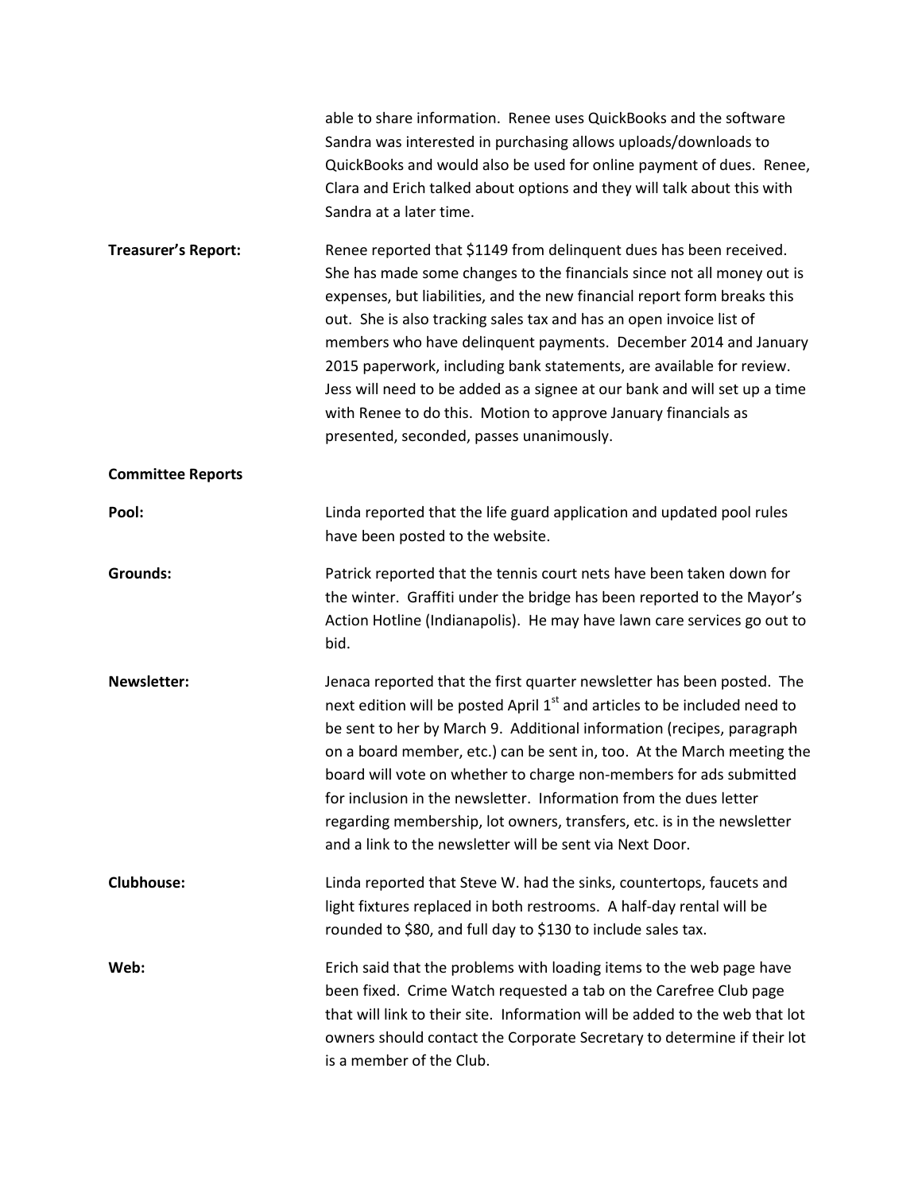able to share information. Renee uses QuickBooks and the software Sandra was interested in purchasing allows uploads/downloads to QuickBooks and would also be used for online payment of dues. Renee, Clara and Erich talked about options and they will talk about this with Sandra at a later time.

**Treasurer's Report:** Renee reported that $1149 from delinquent dues has been received. She has made some changes to the financials since not all money out is expenses, but liabilities, and the new financial report form breaks this out. She is also tracking sales tax and has an open invoice list of members who have delinquent payments. December 2014 and January 2015 paperwork, including bank statements, are available for review. Jess will need to be added as a signee at our bank and will set up a time with Renee to do this. Motion to approve January financials as presented, seconded, passes unanimously.

**Committee Reports**

**Pool:** Linda reported that the life guard application and updated pool rules have been posted to the website.

**Grounds:** Patrick reported that the tennis court nets have been taken down for the winter. Graffiti under the bridge has been reported to the Mayor's Action Hotline (Indianapolis). He may have lawn care services go out to bid.

**Newsletter:** Jenaca reported that the first quarter newsletter has been posted. The next edition will be posted April 1st and articles to be included need to be sent to her by March 9. Additional information (recipes, paragraph on a board member, etc.) can be sent in, too. At the March meeting the board will vote on whether to charge non-members for ads submitted for inclusion in the newsletter. Information from the dues letter regarding membership, lot owners, transfers, etc. is in the newsletter and a link to the newsletter will be sent via Next Door.

**Clubhouse:** Linda reported that Steve W. had the sinks, countertops, faucets and light fixtures replaced in both restrooms. A half-day rental will be rounded to $80, and full day to $130 to include sales tax.

**Web:** Erich said that the problems with loading items to the web page have been fixed. Crime Watch requested a tab on the Carefree Club page that will link to their site. Information will be added to the web that lot owners should contact the Corporate Secretary to determine if their lot is a member of the Club.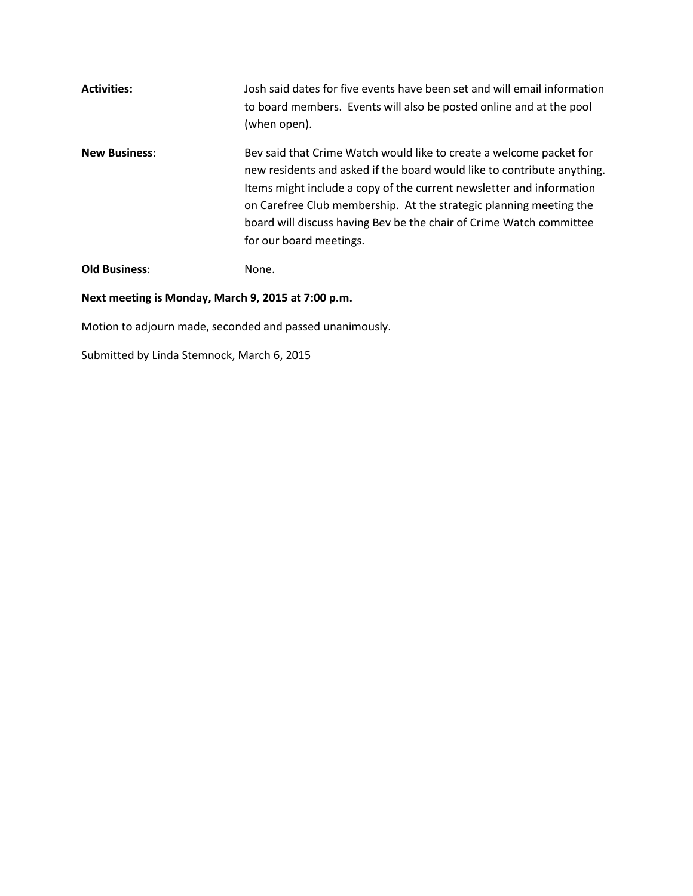**Activities:** Josh said dates for five events have been set and will email information to board members. Events will also be posted online and at the pool (when open).

**New Business:** Bev said that Crime Watch would like to create a welcome packet for new residents and asked if the board would like to contribute anything. Items might include a copy of the current newsletter and information on Carefree Club membership. At the strategic planning meeting the board will discuss having Bev be the chair of Crime Watch committee for our board meetings.

**Old Business**: None.

**Next meeting is Monday, March 9, 2015 at 7:00 p.m.**

Motion to adjourn made, seconded and passed unanimously.

Submitted by Linda Stemnock, March 6, 2015